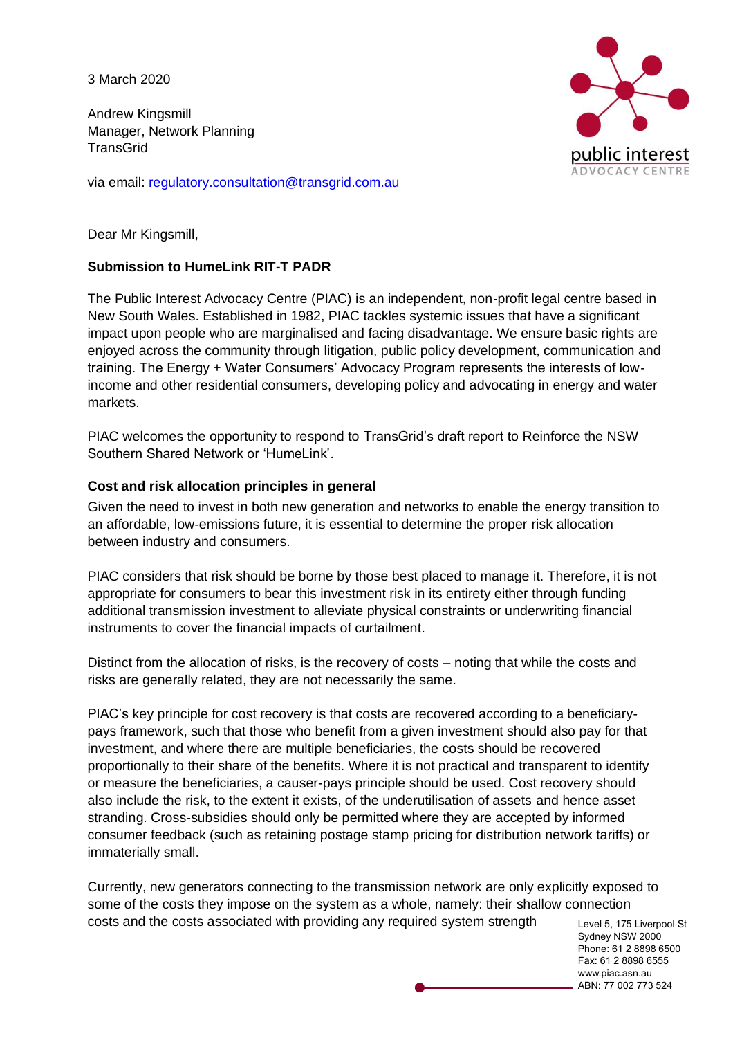3 March 2020

Andrew Kingsmill
Manager, Network Planning
TransGrid

via email: regulatory.consultation@transgrid.com.au

Dear Mr Kingsmill,

**Submission to HumeLink RIT-T PADR**

The Public Interest Advocacy Centre (PIAC) is an independent, non-profit legal centre based in New South Wales. Established in 1982, PIAC tackles systemic issues that have a significant impact upon people who are marginalised and facing disadvantage. We ensure basic rights are enjoyed across the community through litigation, public policy development, communication and training. The Energy + Water Consumers' Advocacy Program represents the interests of low-income and other residential consumers, developing policy and advocating in energy and water markets.

PIAC welcomes the opportunity to respond to TransGrid's draft report to Reinforce the NSW Southern Shared Network or 'HumeLink'.

**Cost and risk allocation principles in general**

Given the need to invest in both new generation and networks to enable the energy transition to an affordable, low-emissions future, it is essential to determine the proper risk allocation between industry and consumers.

PIAC considers that risk should be borne by those best placed to manage it. Therefore, it is not appropriate for consumers to bear this investment risk in its entirety either through funding additional transmission investment to alleviate physical constraints or underwriting financial instruments to cover the financial impacts of curtailment.

Distinct from the allocation of risks, is the recovery of costs – noting that while the costs and risks are generally related, they are not necessarily the same.

PIAC's key principle for cost recovery is that costs are recovered according to a beneficiary-pays framework, such that those who benefit from a given investment should also pay for that investment, and where there are multiple beneficiaries, the costs should be recovered proportionally to their share of the benefits. Where it is not practical and transparent to identify or measure the beneficiaries, a causer-pays principle should be used. Cost recovery should also include the risk, to the extent it exists, of the underutilisation of assets and hence asset stranding. Cross-subsidies should only be permitted where they are accepted by informed consumer feedback (such as retaining postage stamp pricing for distribution network tariffs) or immaterially small.

Currently, new generators connecting to the transmission network are only explicitly exposed to some of the costs they impose on the system as a whole, namely: their shallow connection costs and the costs associated with providing any required system strength

Level 5, 175 Liverpool St
Sydney NSW 2000
Phone: 61 2 8898 6500
Fax: 61 2 8898 6555
www.piac.asn.au
ABN: 77 002 773 524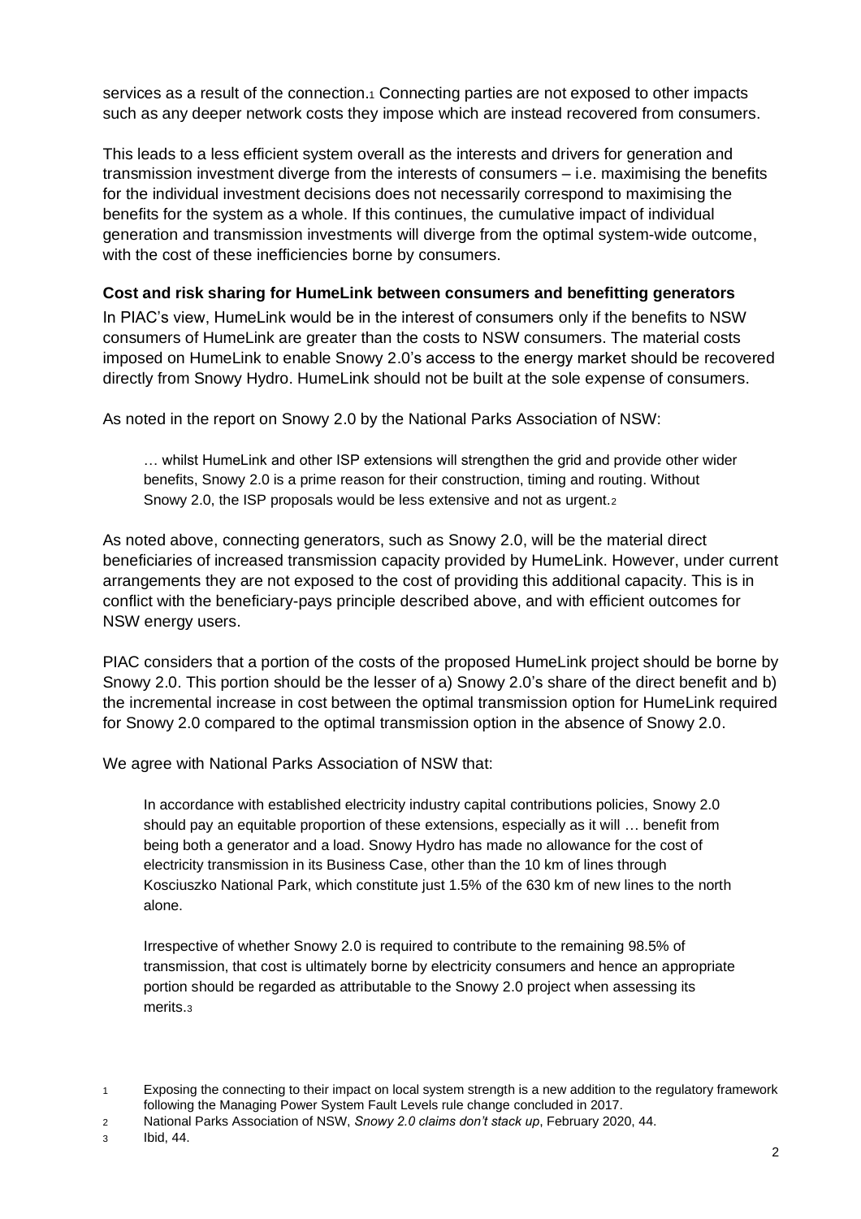services as a result of the connection.[1] Connecting parties are not exposed to other impacts such as any deeper network costs they impose which are instead recovered from consumers.

This leads to a less efficient system overall as the interests and drivers for generation and transmission investment diverge from the interests of consumers – i.e. maximising the benefits for the individual investment decisions does not necessarily correspond to maximising the benefits for the system as a whole. If this continues, the cumulative impact of individual generation and transmission investments will diverge from the optimal system-wide outcome, with the cost of these inefficiencies borne by consumers.

**Cost and risk sharing for HumeLink between consumers and benefitting generators**

In PIAC's view, HumeLink would be in the interest of consumers only if the benefits to NSW consumers of HumeLink are greater than the costs to NSW consumers. The material costs imposed on HumeLink to enable Snowy 2.0's access to the energy market should be recovered directly from Snowy Hydro. HumeLink should not be built at the sole expense of consumers.

As noted in the report on Snowy 2.0 by the National Parks Association of NSW:

> … whilst HumeLink and other ISP extensions will strengthen the grid and provide other wider benefits, Snowy 2.0 is a prime reason for their construction, timing and routing. Without Snowy 2.0, the ISP proposals would be less extensive and not as urgent.[2]

As noted above, connecting generators, such as Snowy 2.0, will be the material direct beneficiaries of increased transmission capacity provided by HumeLink. However, under current arrangements they are not exposed to the cost of providing this additional capacity. This is in conflict with the beneficiary-pays principle described above, and with efficient outcomes for NSW energy users.

PIAC considers that a portion of the costs of the proposed HumeLink project should be borne by Snowy 2.0. This portion should be the lesser of a) Snowy 2.0's share of the direct benefit and b) the incremental increase in cost between the optimal transmission option for HumeLink required for Snowy 2.0 compared to the optimal transmission option in the absence of Snowy 2.0.

We agree with National Parks Association of NSW that:

> In accordance with established electricity industry capital contributions policies, Snowy 2.0 should pay an equitable proportion of these extensions, especially as it will … benefit from being both a generator and a load. Snowy Hydro has made no allowance for the cost of electricity transmission in its Business Case, other than the 10 km of lines through Kosciuszko National Park, which constitute just 1.5% of the 630 km of new lines to the north alone.
>
> Irrespective of whether Snowy 2.0 is required to contribute to the remaining 98.5% of transmission, that cost is ultimately borne by electricity consumers and hence an appropriate portion should be regarded as attributable to the Snowy 2.0 project when assessing its merits.[3]

---

[1] Exposing the connecting to their impact on local system strength is a new addition to the regulatory framework following the Managing Power System Fault Levels rule change concluded in 2017.

[2] National Parks Association of NSW, *Snowy 2.0 claims don't stack up*, February 2020, 44.

[3] Ibid, 44.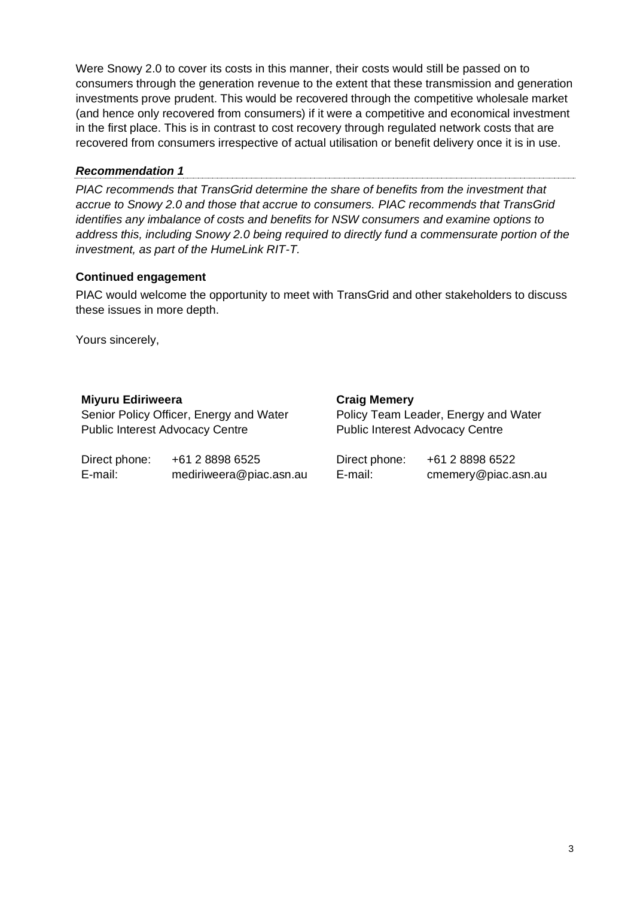Were Snowy 2.0 to cover its costs in this manner, their costs would still be passed on to consumers through the generation revenue to the extent that these transmission and generation investments prove prudent. This would be recovered through the competitive wholesale market (and hence only recovered from consumers) if it were a competitive and economical investment in the first place. This is in contrast to cost recovery through regulated network costs that are recovered from consumers irrespective of actual utilisation or benefit delivery once it is in use.

***Recommendation 1***

*PIAC recommends that TransGrid determine the share of benefits from the investment that accrue to Snowy 2.0 and those that accrue to consumers. PIAC recommends that TransGrid identifies any imbalance of costs and benefits for NSW consumers and examine options to address this, including Snowy 2.0 being required to directly fund a commensurate portion of the investment, as part of the HumeLink RIT-T.*

**Continued engagement**

PIAC would welcome the opportunity to meet with TransGrid and other stakeholders to discuss these issues in more depth.

Yours sincerely,

**Miyuru Ediriweera**
Senior Policy Officer, Energy and Water
Public Interest Advocacy Centre

Direct phone: +61 2 8898 6525
E-mail: mediriweera@piac.asn.au

**Craig Memery**
Policy Team Leader, Energy and Water
Public Interest Advocacy Centre

Direct phone: +61 2 8898 6522
E-mail: cmemery@piac.asn.au